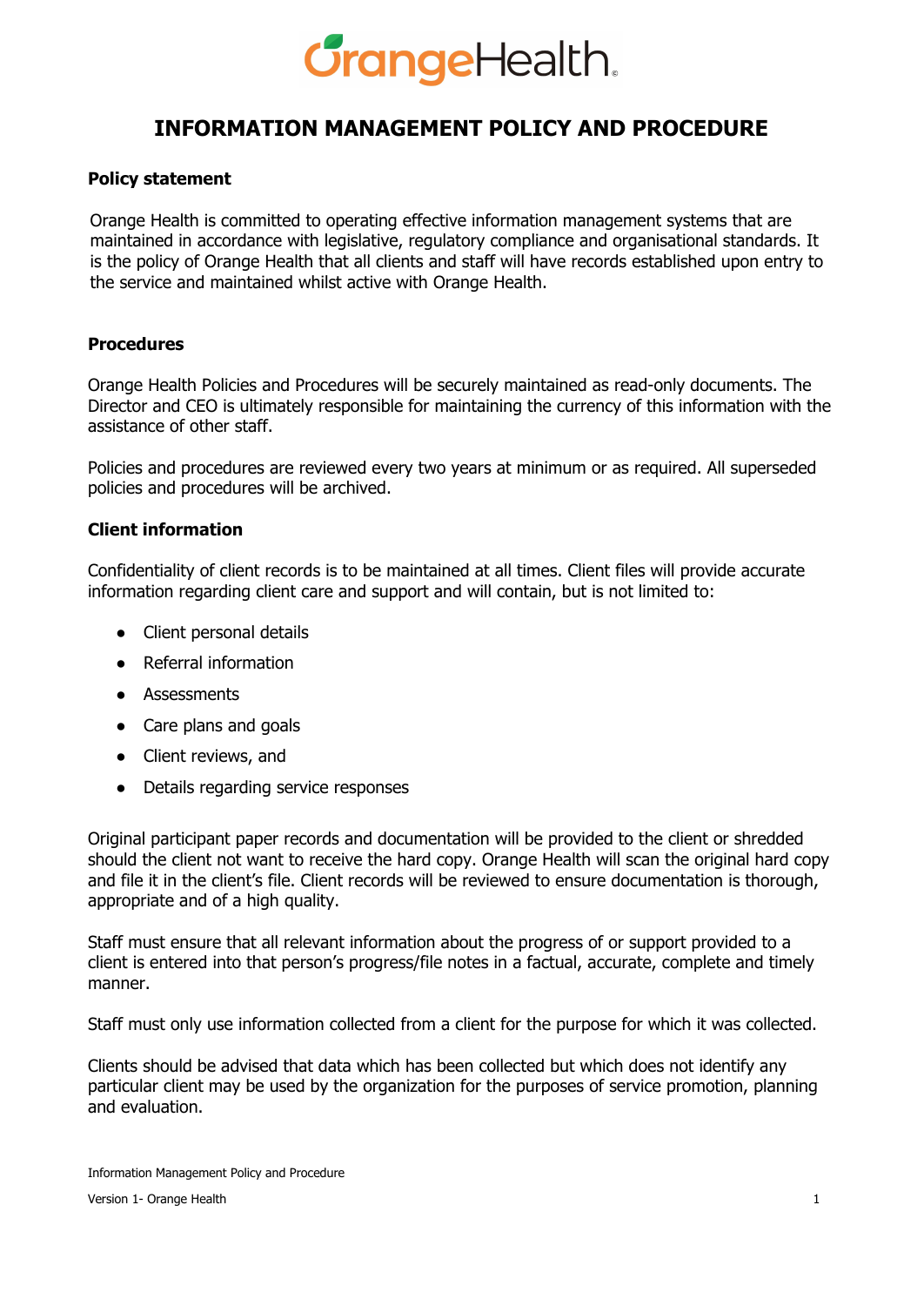# INFORMATION MANAGEMENT POLICY AND PROCEDURE

## Policy statement

Orange Health is committed to operating effective information management systems that are maintained in accordance with legislative, regulatory compliance and organisational standards. It is the policy of Orange Health that all clients and staff will have records established upon entry to the service and maintained whilst active with Orange Health.

## Procedures

Orange Health Policies and Procedures will be securely maintained as read-only documents. The Director and CEO is ultimately responsible for maintaining the currency of this information with the assistance of other staff.

Policies and procedures are reviewed every two years at minimum or as required. All superseded policies and procedures will be archived.

### Client information

Confidentiality of client records is to be maintained at all times. Client files will provide accurate information regarding client care and support and will contain, but is not limited to:

- Client personal details
- Referral information
- Assessments
- Care plans and goals
- Client reviews, and
- Details regarding service responses

Original participant paper records and documentation will be provided to the client or shredded should the client not want to receive the hard copy. Orange Health will scan the original hard copy and file it in the client's file. Client records will be reviewed to ensure documentation is thorough, appropriate and of a high quality.

Staff must ensure that all relevant information about the progress of or support provided to a client is entered into that person's progress/file notes in a factual, accurate, complete and timely manner.

Staff must only use information collected from a client for the purpose for which it was collected.

Clients should be advised that data which has been collected but which does not identify any particular client may be used by the organization for the purposes of service promotion, planning and evaluation.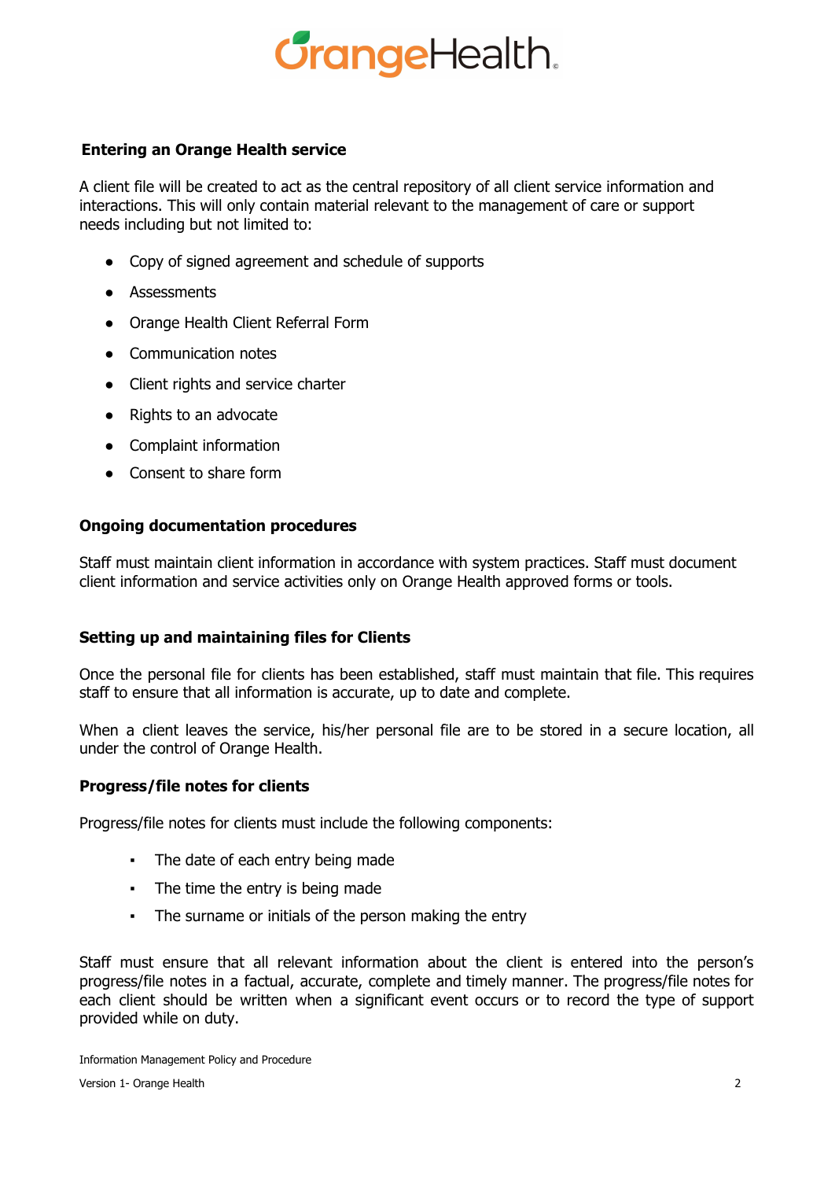### Entering an Orange Health service

A client file will be created to act as the central repository of all client service information and interactions. This will only contain material relevant to the management of care or support needs including but not limited to:

- Copy of signed agreement and schedule of supports
- Assessments
- Orange Health Client Referral Form
- Communication notes
- Client rights and service charter
- Rights to an advocate
- Complaint information
- Consent to share form

### Ongoing documentation procedures

Staff must maintain client information in accordance with system practices. Staff must document client information and service activities only on Orange Health approved forms or tools.

### Setting up and maintaining files for Clients

Once the personal file for clients has been established, staff must maintain that file. This requires staff to ensure that all information is accurate, up to date and complete.

When a client leaves the service, his/her personal file are to be stored in a secure location, all under the control of Orange Health.

### Progress/file notes for clients

Progress/file notes for clients must include the following components:

- The date of each entry being made
- The time the entry is being made
- The surname or initials of the person making the entry

Staff must ensure that all relevant information about the client is entered into the person's progress/file notes in a factual, accurate, complete and timely manner. The progress/file notes for each client should be written when a significant event occurs or to record the type of support provided while on duty.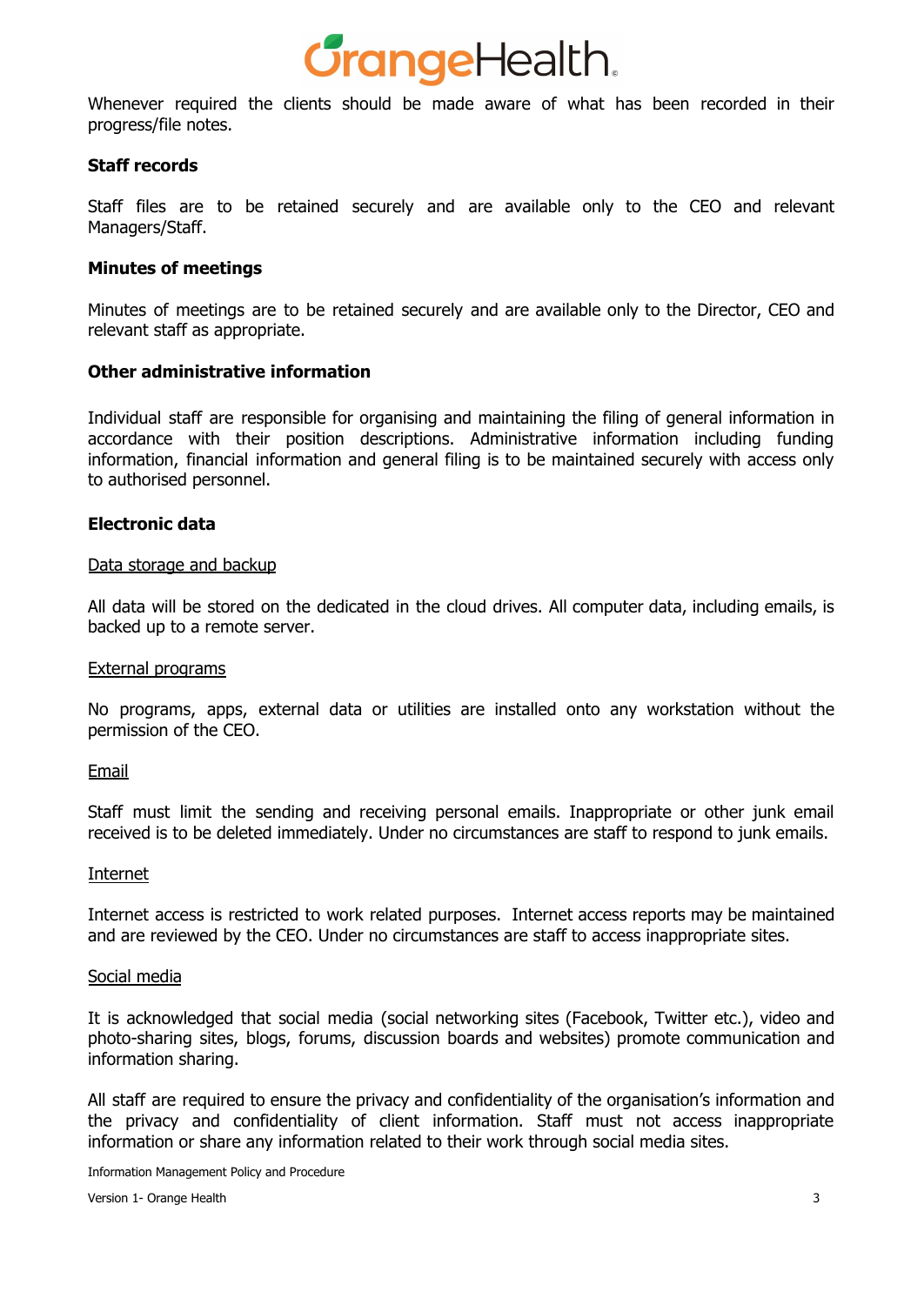Whenever required the clients should be made aware of what has been recorded in their progress/file notes.

**Staff records**

Staff files are to be retained securely and are available only to the CEO and relevant Managers/Staff.

**Minutes of meetings**

Minutes of meetings are to be retained securely and are available only to the Director, CEO and relevant staff as appropriate.

**Other administrative information**

Individual staff are responsible for organising and maintaining the filing of general information in accordance with their position descriptions. Administrative information including funding information, financial information and general filing is to be maintained securely with access only to authorised personnel.

**Electronic data**

<u>Data storage and backup</u>

All data will be stored on the dedicated in the cloud drives. All computer data, including emails, is backed up to a remote server.

<u>External programs</u>

No programs, apps, external data or utilities are installed onto any workstation without the permission of the CEO.

<u>Email</u>

Staff must limit the sending and receiving personal emails. Inappropriate or other junk email received is to be deleted immediately. Under no circumstances are staff to respond to junk emails.

<u>Internet</u>

Internet access is restricted to work related purposes. Internet access reports may be maintained and are reviewed by the CEO. Under no circumstances are staff to access inappropriate sites.

<u>Social media</u>

It is acknowledged that social media (social networking sites (Facebook, Twitter etc.), video and photo-sharing sites, blogs, forums, discussion boards and websites) promote communication and information sharing.

All staff are required to ensure the privacy and confidentiality of the organisation's information and the privacy and confidentiality of client information. Staff must not access inappropriate information or share any information related to their work through social media sites.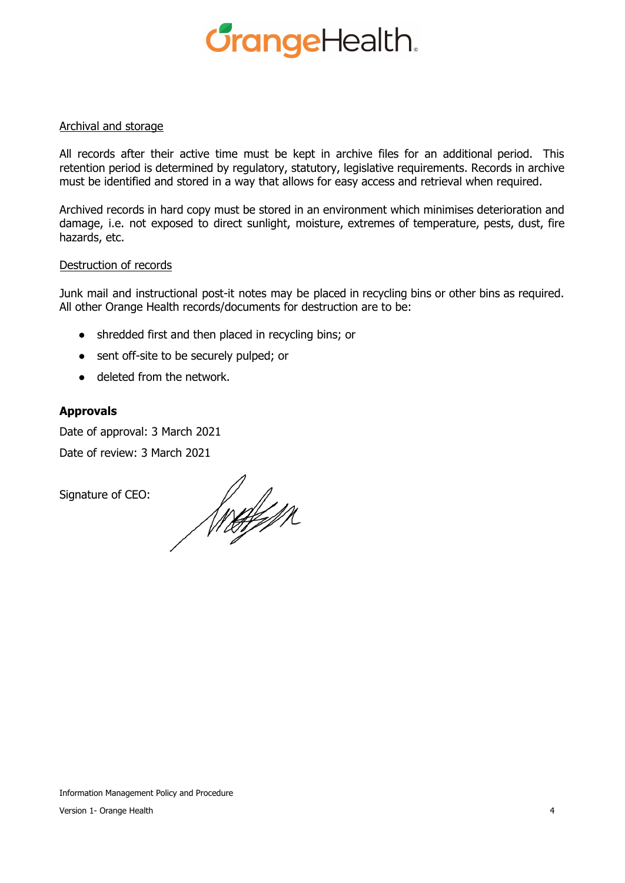Archival and storage

All records after their active time must be kept in archive files for an additional period. This retention period is determined by regulatory, statutory, legislative requirements. Records in archive must be identified and stored in a way that allows for easy access and retrieval when required.

Archived records in hard copy must be stored in an environment which minimises deterioration and damage, i.e. not exposed to direct sunlight, moisture, extremes of temperature, pests, dust, fire hazards, etc.

Destruction of records

Junk mail and instructional post-it notes may be placed in recycling bins or other bins as required. All other Orange Health records/documents for destruction are to be:

- shredded first and then placed in recycling bins; or
- sent off-site to be securely pulped; or
- deleted from the network.

## Approvals

Date of approval: 3 March 2021

Date of review: 3 March 2021

Signature of CEO: